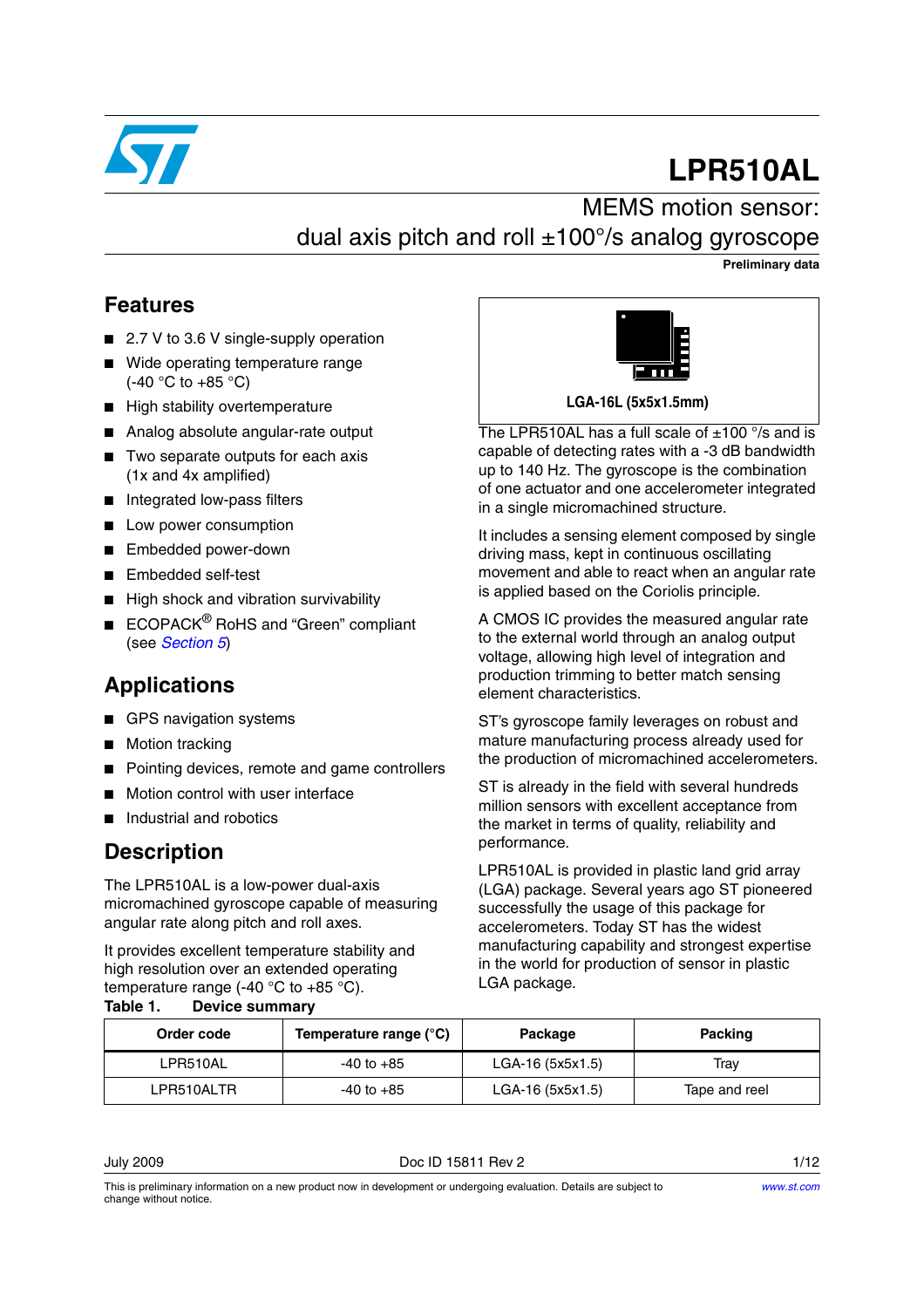# LPR510AL

## MEMS motion sensor: dual axis pitch and roll ±100°/s analog gyroscope

**Preliminary data**

## Features

- 2.7 V to 3.6 V single-supply operation
- Wide operating temperature range (-40 °C to +85 °C)
- High stability overtemperature
- Analog absolute angular-rate output
- Two separate outputs for each axis (1x and 4x amplified)
- Integrated low-pass filters
- Low power consumption
- Embedded power-down
- Embedded self-test
- High shock and vibration survivability
- ECOPACK® RoHS and “Green” compliant (see *Section 5*)

## Applications

- GPS navigation systems
- Motion tracking
- Pointing devices, remote and game controllers
- Motion control with user interface
- Industrial and robotics

## Description

The LPR510AL is a low-power dual-axis micromachined gyroscope capable of measuring angular rate along pitch and roll axes.

It provides excellent temperature stability and high resolution over an extended operating temperature range (-40 °C to +85 °C).

**LGA-16L (5x5x1.5mm)**

The LPR510AL has a full scale of ±100 °/s and is capable of detecting rates with a -3 dB bandwidth up to 140 Hz. The gyroscope is the combination of one actuator and one accelerometer integrated in a single micromachined structure.

It includes a sensing element composed by single driving mass, kept in continuous oscillating movement and able to react when an angular rate is applied based on the Coriolis principle.

A CMOS IC provides the measured angular rate to the external world through an analog output voltage, allowing high level of integration and production trimming to better match sensing element characteristics.

ST’s gyroscope family leverages on robust and mature manufacturing process already used for the production of micromachined accelerometers.

ST is already in the field with several hundreds million sensors with excellent acceptance from the market in terms of quality, reliability and performance.

LPR510AL is provided in plastic land grid array (LGA) package. Several years ago ST pioneered successfully the usage of this package for accelerometers. Today ST has the widest manufacturing capability and strongest expertise in the world for production of sensor in plastic LGA package.

**Table 1. Device summary**

| Order code | Temperature range (°C) | Package | Packing |
|---|---|---|---|
| LPR510AL | -40 to +85 | LGA-16 (5x5x1.5) | Tray |
| LPR510ALTR | -40 to +85 | LGA-16 (5x5x1.5) | Tape and reel |

July 2009 Doc ID 15811 Rev 2

This is preliminary information on a new product now in development or undergoing evaluation. Details are subject to change without notice.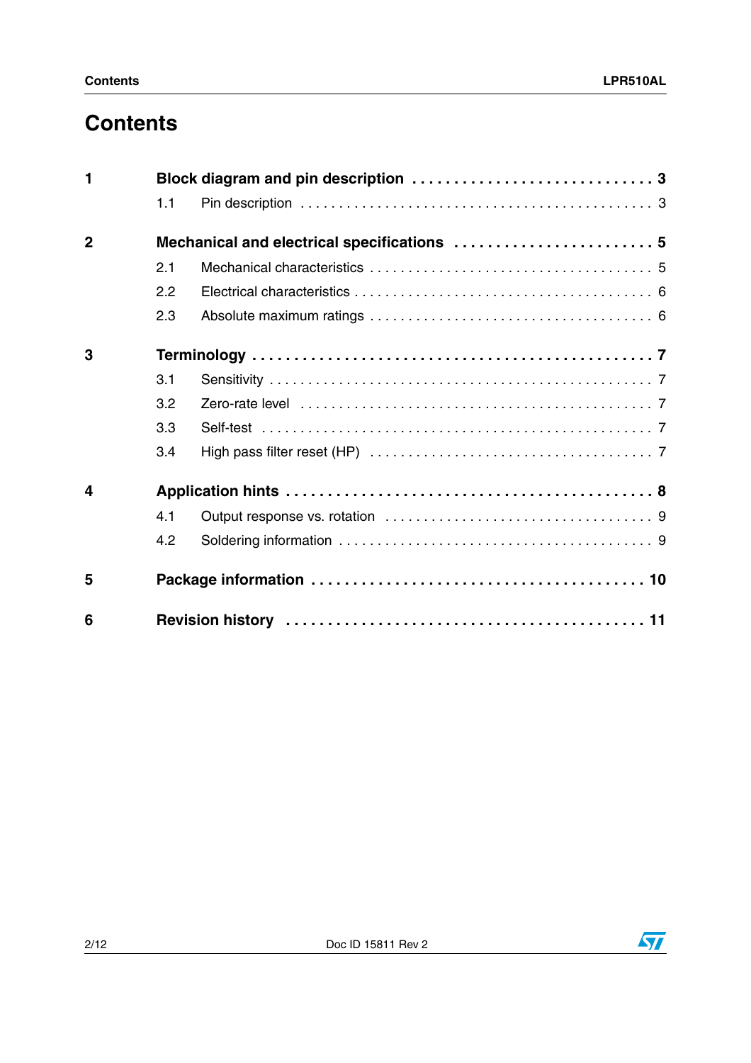# Contents

| | | |
|---|---|---|
| **1** | **Block diagram and pin description** | **3** |
| | 1.1 Pin description | 3 |
| **2** | **Mechanical and electrical specifications** | **5** |
| | 2.1 Mechanical characteristics | 5 |
| | 2.2 Electrical characteristics | 6 |
| | 2.3 Absolute maximum ratings | 6 |
| **3** | **Terminology** | **7** |
| | 3.1 Sensitivity | 7 |
| | 3.2 Zero-rate level | 7 |
| | 3.3 Self-test | 7 |
| | 3.4 High pass filter reset (HP) | 7 |
| **4** | **Application hints** | **8** |
| | 4.1 Output response vs. rotation | 9 |
| | 4.2 Soldering information | 9 |
| **5** | **Package information** | **10** |
| **6** | **Revision history** | **11** |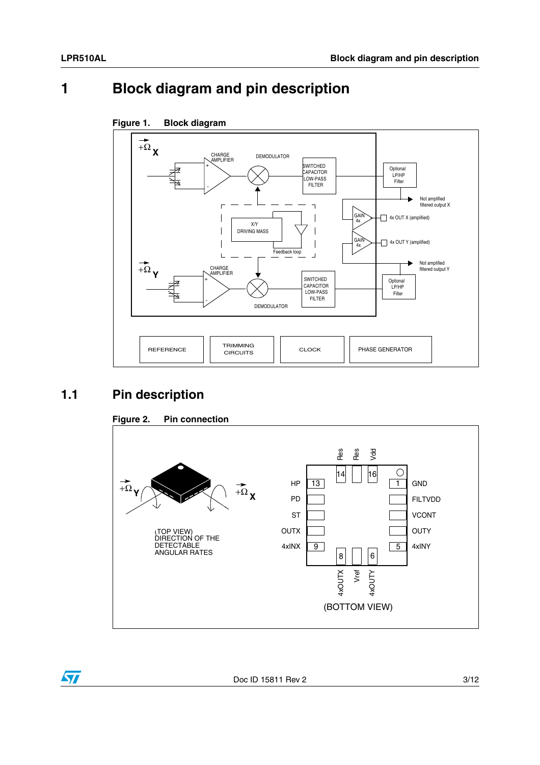# 1 Block diagram and pin description

**Figure 1. Block diagram**

## 1.1 Pin description

**Figure 2. Pin connection**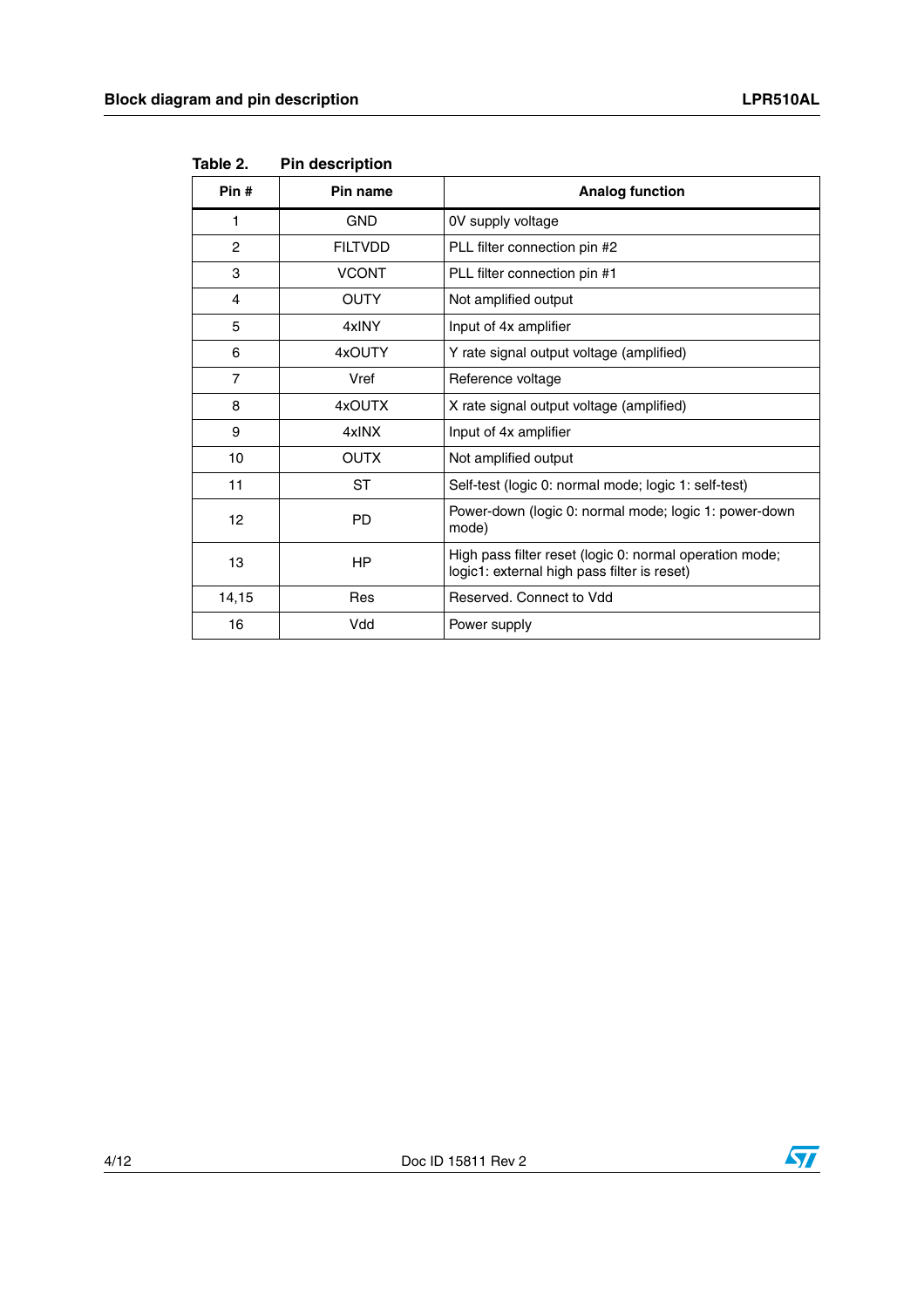**Table 2. Pin description**

| Pin # | Pin name | Analog function |
|---|---|---|
| 1 | GND | 0V supply voltage |
| 2 | FILTVDD | PLL filter connection pin #2 |
| 3 | VCONT | PLL filter connection pin #1 |
| 4 | OUTY | Not amplified output |
| 5 | 4xINY | Input of 4x amplifier |
| 6 | 4xOUTY | Y rate signal output voltage (amplified) |
| 7 | Vref | Reference voltage |
| 8 | 4xOUTX | X rate signal output voltage (amplified) |
| 9 | 4xINX | Input of 4x amplifier |
| 10 | OUTX | Not amplified output |
| 11 | ST | Self-test (logic 0: normal mode; logic 1: self-test) |
| 12 | PD | Power-down (logic 0: normal mode; logic 1: power-down mode) |
| 13 | HP | High pass filter reset (logic 0: normal operation mode; logic1: external high pass filter is reset) |
| 14,15 | Res | Reserved. Connect to Vdd |
| 16 | Vdd | Power supply |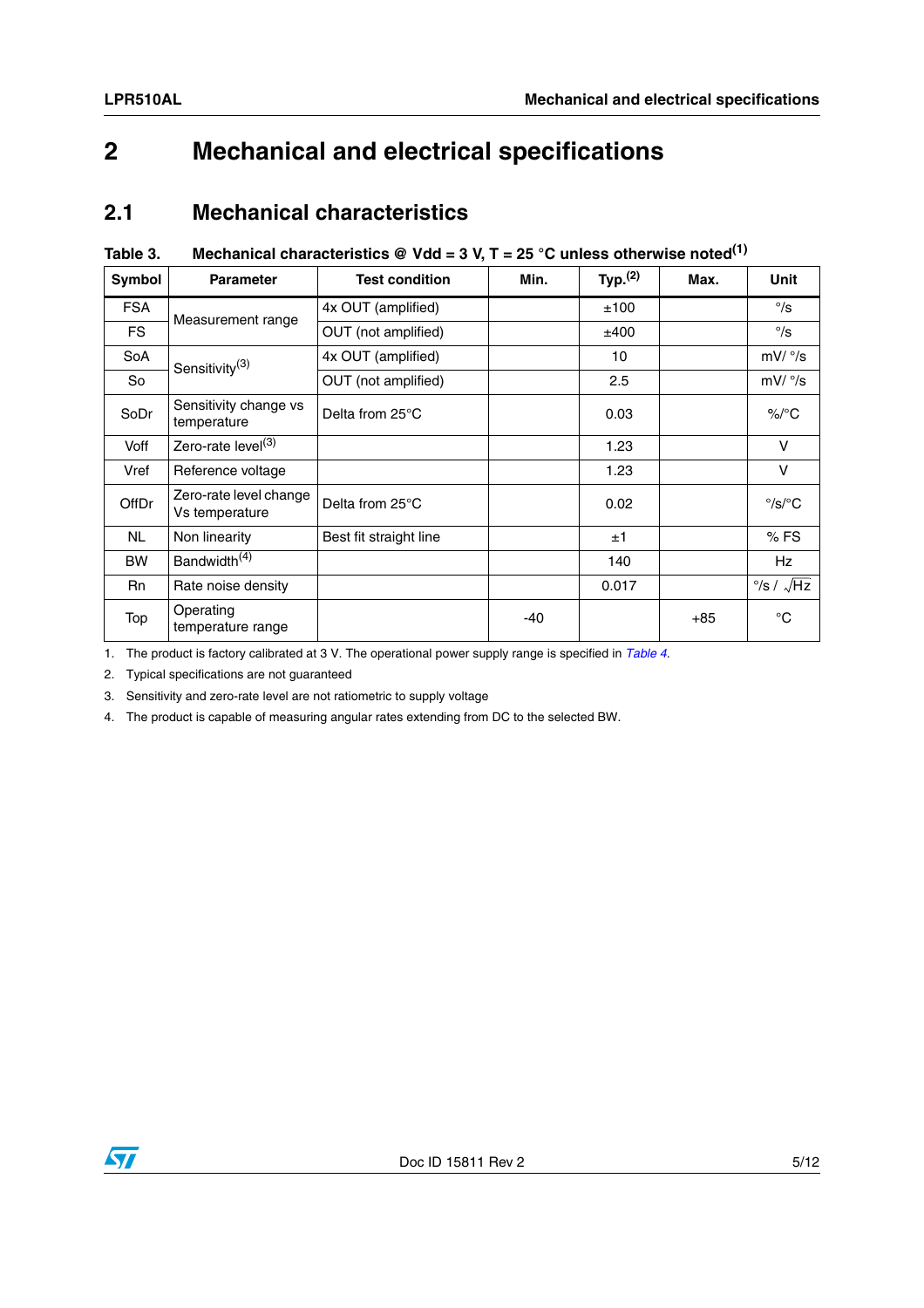# 2 Mechanical and electrical specifications

## 2.1 Mechanical characteristics

**Table 3. Mechanical characteristics @ Vdd = 3 V, T = 25 °C unless otherwise noted[(1)]**

| Symbol | Parameter | Test condition | Min. | Typ.[(2)] | Max. | Unit |
|---|---|---|---|---|---|---|
| FSA | Measurement range | 4x OUT (amplified) | | ±100 | | °/s |
| FS | | OUT (not amplified) | | ±400 | | °/s |
| SoA | Sensitivity[(3)] | 4x OUT (amplified) | | 10 | | mV/ °/s |
| So | | OUT (not amplified) | | 2.5 | | mV/ °/s |
| SoDr | Sensitivity change vs temperature | Delta from 25°C | | 0.03 | | %/°C |
| Voff | Zero-rate level[(3)] | | | 1.23 | | V |
| Vref | Reference voltage | | | 1.23 | | V |
| OffDr | Zero-rate level change Vs temperature | Delta from 25°C | | 0.02 | | °/s/°C |
| NL | Non linearity | Best fit straight line | | ±1 | | % FS |
| BW | Bandwidth[(4)] | | | 140 | | Hz |
| Rn | Rate noise density | | | 0.017 | | $°/s / \sqrt{Hz}$ |
| Top | Operating temperature range | | -40 | | +85 | °C |

1. The product is factory calibrated at 3 V. The operational power supply range is specified in *Table 4*.
2. Typical specifications are not guaranteed
3. Sensitivity and zero-rate level are not ratiometric to supply voltage
4. The product is capable of measuring angular rates extending from DC to the selected BW.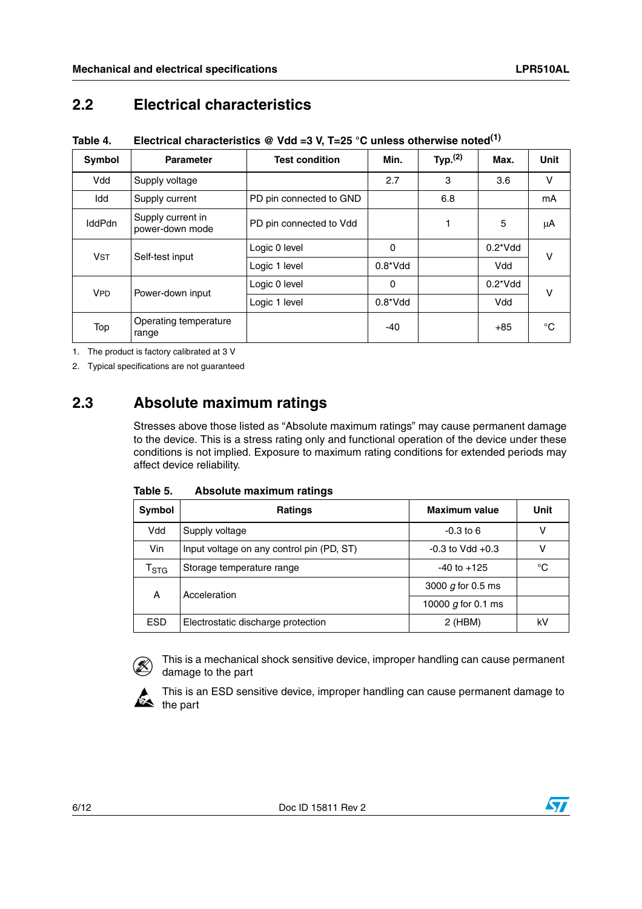## 2.2 Electrical characteristics

**Table 4. Electrical characteristics @ Vdd =3 V, T=25 °C unless otherwise noted[1]**

| Symbol | Parameter | Test condition | Min. | Typ.[2] | Max. | Unit |
|---|---|---|---|---|---|---|
| Vdd | Supply voltage | | 2.7 | 3 | 3.6 | V |
| Idd | Supply current | PD pin connected to GND | | 6.8 | | mA |
| IddPdn | Supply current in power-down mode | PD pin connected to Vdd | | 1 | 5 | µA |
| $V_{ST}$ | Self-test input | Logic 0 level | 0 | | 0.2*Vdd | V |
| | | Logic 1 level | 0.8*Vdd | | Vdd | |
| $V_{PD}$ | Power-down input | Logic 0 level | 0 | | 0.2*Vdd | V |
| | | Logic 1 level | 0.8*Vdd | | Vdd | |
| Top | Operating temperature range | | -40 | | +85 | °C |

1. The product is factory calibrated at 3 V
2. Typical specifications are not guaranteed

## 2.3 Absolute maximum ratings

Stresses above those listed as "Absolute maximum ratings" may cause permanent damage to the device. This is a stress rating only and functional operation of the device under these conditions is not implied. Exposure to maximum rating conditions for extended periods may affect device reliability.

**Table 5. Absolute maximum ratings**

| Symbol | Ratings | Maximum value | Unit |
|---|---|---|---|
| Vdd | Supply voltage | -0.3 to 6 | V |
| Vin | Input voltage on any control pin (PD, ST) | -0.3 to Vdd +0.3 | V |
| $T_{STG}$ | Storage temperature range | -40 to +125 | °C |
| A | Acceleration | 3000 *g* for 0.5 ms | |
| | | 10000 *g* for 0.1 ms | |
| ESD | Electrostatic discharge protection | 2 (HBM) | kV |

This is a mechanical shock sensitive device, improper handling can cause permanent damage to the part

This is an ESD sensitive device, improper handling can cause permanent damage to the part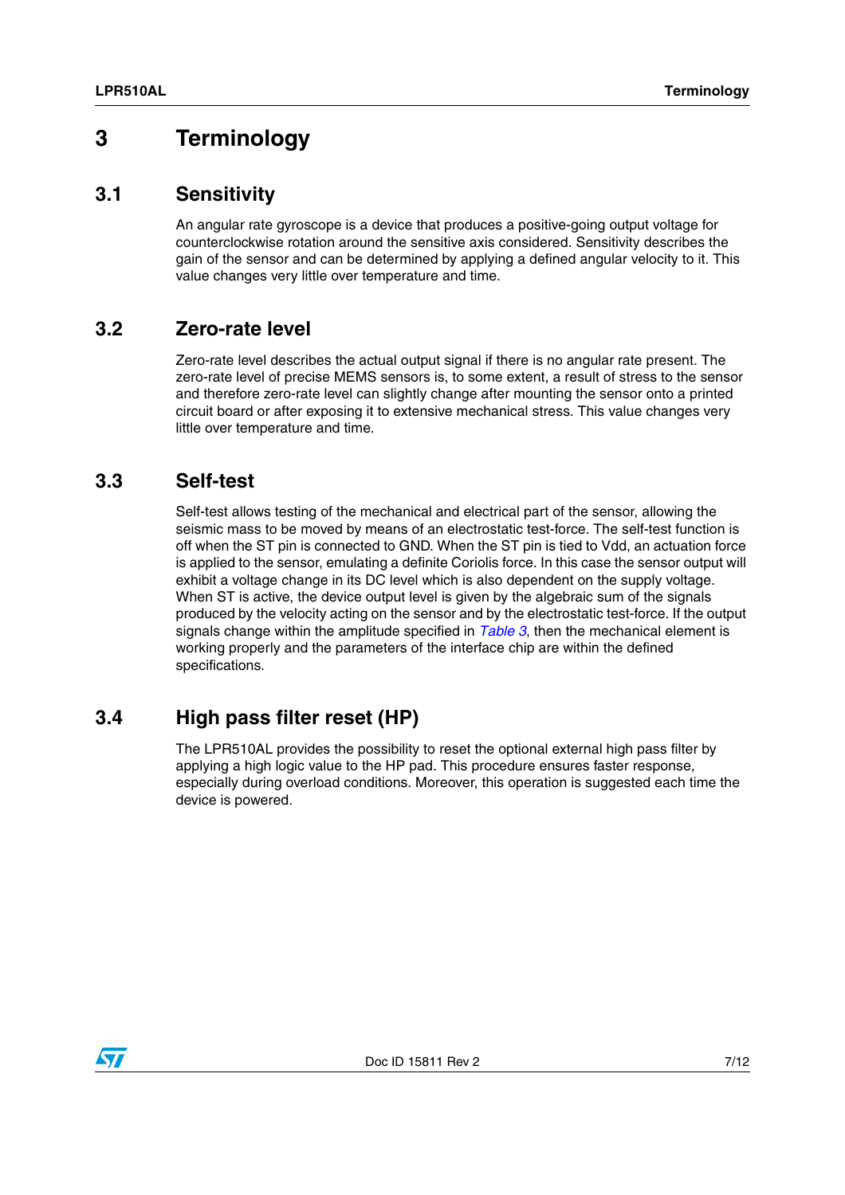# 3 Terminology

## 3.1 Sensitivity

An angular rate gyroscope is a device that produces a positive-going output voltage for counterclockwise rotation around the sensitive axis considered. Sensitivity describes the gain of the sensor and can be determined by applying a defined angular velocity to it. This value changes very little over temperature and time.

## 3.2 Zero-rate level

Zero-rate level describes the actual output signal if there is no angular rate present. The zero-rate level of precise MEMS sensors is, to some extent, a result of stress to the sensor and therefore zero-rate level can slightly change after mounting the sensor onto a printed circuit board or after exposing it to extensive mechanical stress. This value changes very little over temperature and time.

## 3.3 Self-test

Self-test allows testing of the mechanical and electrical part of the sensor, allowing the seismic mass to be moved by means of an electrostatic test-force. The self-test function is off when the ST pin is connected to GND. When the ST pin is tied to Vdd, an actuation force is applied to the sensor, emulating a definite Coriolis force. In this case the sensor output will exhibit a voltage change in its DC level which is also dependent on the supply voltage. When ST is active, the device output level is given by the algebraic sum of the signals produced by the velocity acting on the sensor and by the electrostatic test-force. If the output signals change within the amplitude specified in *Table 3*, then the mechanical element is working properly and the parameters of the interface chip are within the defined specifications.

## 3.4 High pass filter reset (HP)

The LPR510AL provides the possibility to reset the optional external high pass filter by applying a high logic value to the HP pad. This procedure ensures faster response, especially during overload conditions. Moreover, this operation is suggested each time the device is powered.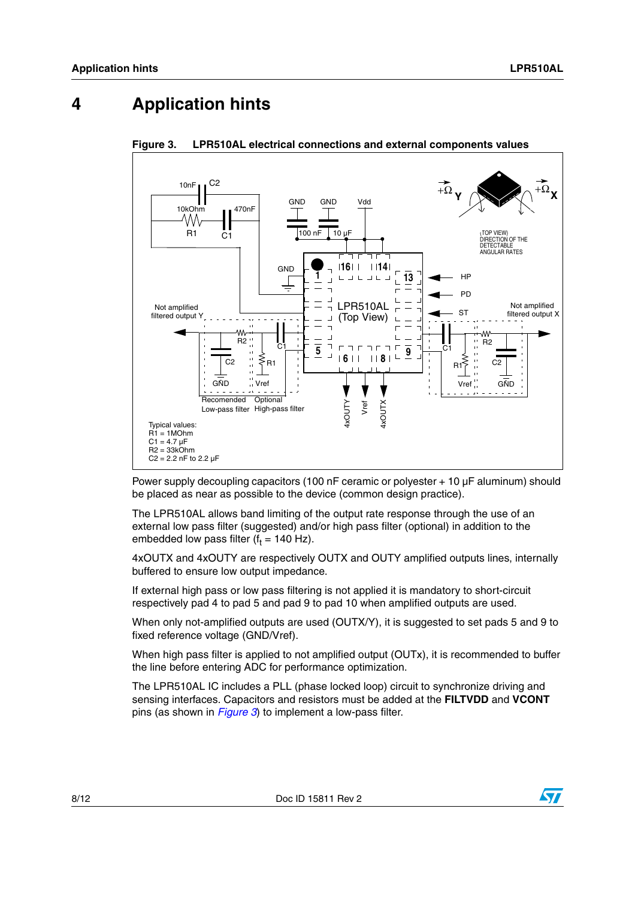# 4 Application hints

**Figure 3. LPR510AL electrical connections and external components values**

Typical values:
R1 = 1MOhm
C1 = 4.7 µF
R2 = 33kOhm
C2 = 2.2 nF to 2.2 µF

Power supply decoupling capacitors (100 nF ceramic or polyester + 10 µF aluminum) should be placed as near as possible to the device (common design practice).

The LPR510AL allows band limiting of the output rate response through the use of an external low pass filter (suggested) and/or high pass filter (optional) in addition to the embedded low pass filter ($f_t$ = 140 Hz).

4xOUTX and 4xOUTY are respectively OUTX and OUTY amplified outputs lines, internally buffered to ensure low output impedance.

If external high pass or low pass filtering is not applied it is mandatory to short-circuit respectively pad 4 to pad 5 and pad 9 to pad 10 when amplified outputs are used.

When only not-amplified outputs are used (OUTX/Y), it is suggested to set pads 5 and 9 to fixed reference voltage (GND/Vref).

When high pass filter is applied to not amplified output (OUTx), it is recommended to buffer the line before entering ADC for performance optimization.

The LPR510AL IC includes a PLL (phase locked loop) circuit to synchronize driving and sensing interfaces. Capacitors and resistors must be added at the **FILTVDD** and **VCONT** pins (as shown in *Figure 3*) to implement a low-pass filter.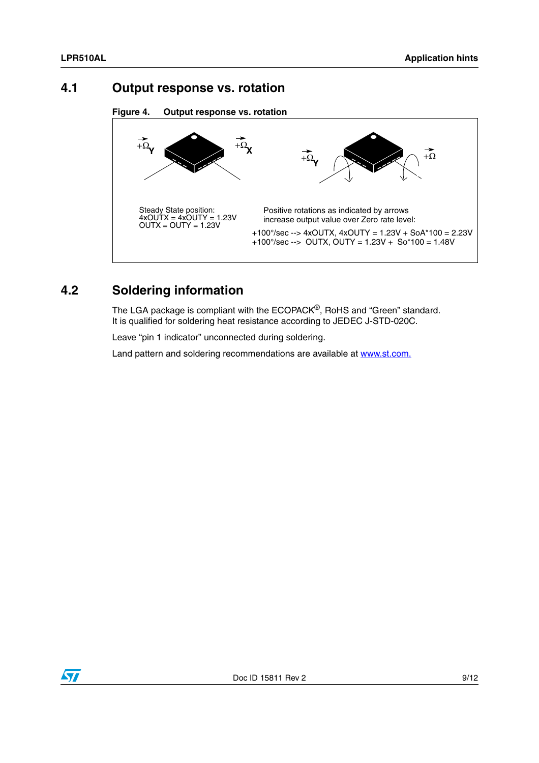## 4.1 Output response vs. rotation

**Figure 4. Output response vs. rotation**

Steady State position:
4xOUTX = 4xOUTY = 1.23V
OUTX = OUTY = 1.23V

Positive rotations as indicated by arrows increase output value over Zero rate level:

+100°/sec --> 4xOUTX, 4xOUTY = 1.23V + SoA*100 = 2.23V
+100°/sec --> OUTX, OUTY = 1.23V + So*100 = 1.48V

## 4.2 Soldering information

The LGA package is compliant with the ECOPACK®, RoHS and "Green" standard. It is qualified for soldering heat resistance according to JEDEC J-STD-020C.

Leave "pin 1 indicator" unconnected during soldering.

Land pattern and soldering recommendations are available at www.st.com.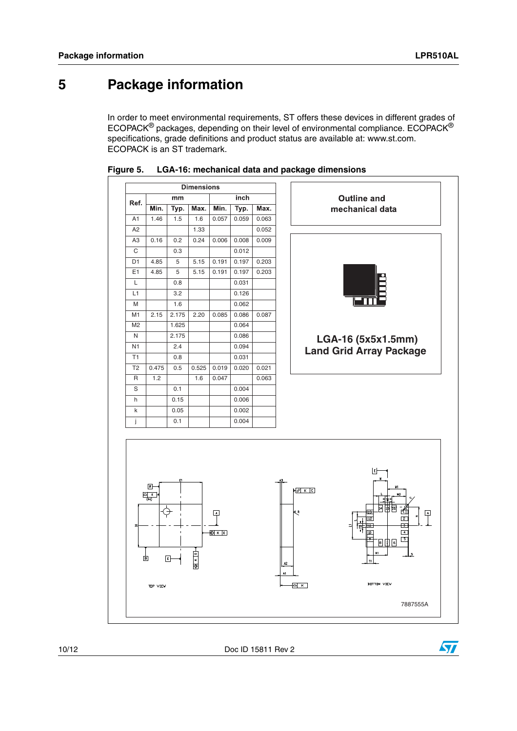# 5 Package information

In order to meet environmental requirements, ST offers these devices in different grades of ECOPACK® packages, depending on their level of environmental compliance. ECOPACK® specifications, grade definitions and product status are available at: www.st.com. ECOPACK is an ST trademark.

**Figure 5. LGA-16: mechanical data and package dimensions**

| Ref. | Dimensions | | | | | |
|---|---|---|---|---|---|---|
| | mm | | | inch | | |
| | Min. | Typ. | Max. | Min. | Typ. | Max. |
| A1 | 1.46 | 1.5 | 1.6 | 0.057 | 0.059 | 0.063 |
| A2 | | | 1.33 | | | 0.052 |
| A3 | 0.16 | 0.2 | 0.24 | 0.006 | 0.008 | 0.009 |
| C | | 0.3 | | | 0.012 | |
| D1 | 4.85 | 5 | 5.15 | 0.191 | 0.197 | 0.203 |
| E1 | 4.85 | 5 | 5.15 | 0.191 | 0.197 | 0.203 |
| L | | 0.8 | | | 0.031 | |
| L1 | | 3.2 | | | 0.126 | |
| M | | 1.6 | | | 0.062 | |
| M1 | 2.15 | 2.175 | 2.20 | 0.085 | 0.086 | 0.087 |
| M2 | | 1.625 | | | 0.064 | |
| N | | 2.175 | | | 0.086 | |
| N1 | | 2.4 | | | 0.094 | |
| T1 | | 0.8 | | | 0.031 | |
| T2 | 0.475 | 0.5 | 0.525 | 0.019 | 0.020 | 0.021 |
| R | 1.2 | | 1.6 | 0.047 | | 0.063 |
| S | | 0.1 | | | 0.004 | |
| h | | 0.15 | | | 0.006 | |
| k | | 0.05 | | | 0.002 | |
| j | | 0.1 | | | 0.004 | |

Outline and mechanical data

LGA-16 (5x5x1.5mm) Land Grid Array Package

TOP VIEW

BOTTOM VIEW

7887555A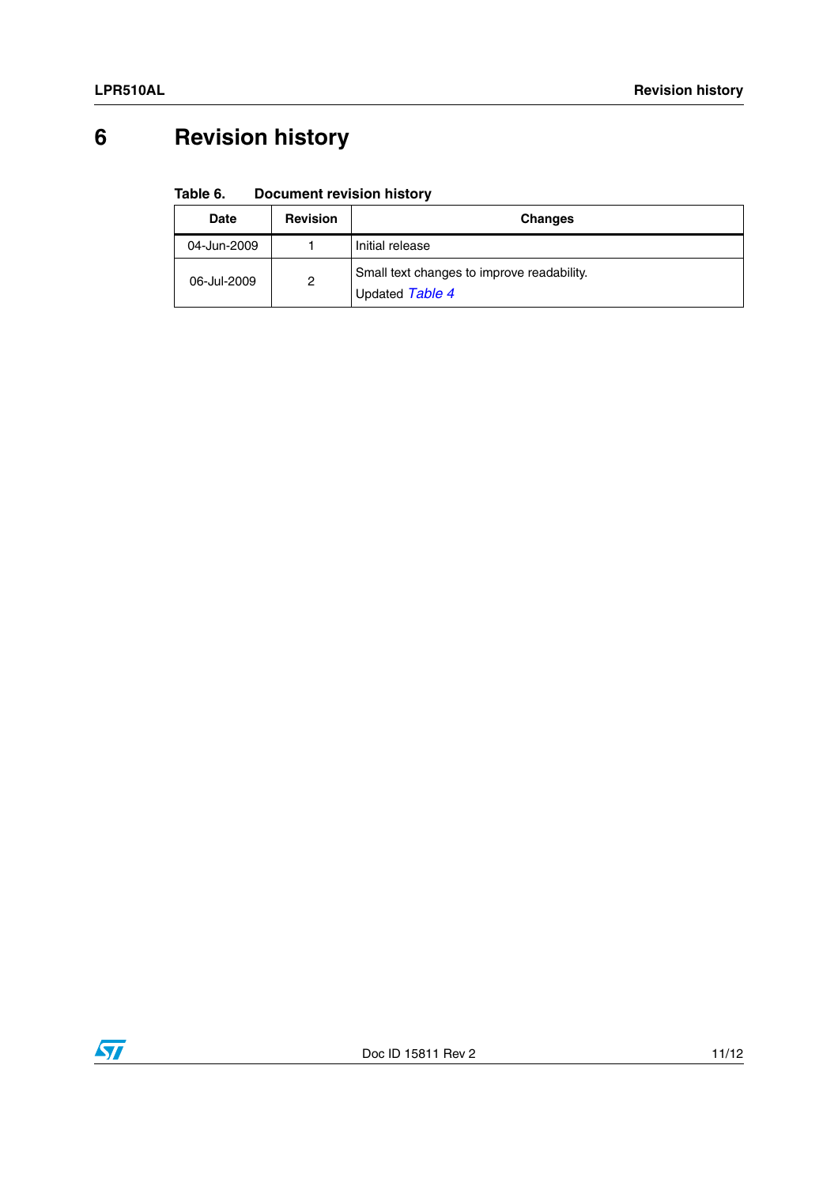# 6 Revision history

Table 6. Document revision history

| Date | Revision | Changes |
|---|---|---|
| 04-Jun-2009 | 1 | Initial release |
| 06-Jul-2009 | 2 | Small text changes to improve readability.<br>Updated *Table 4* |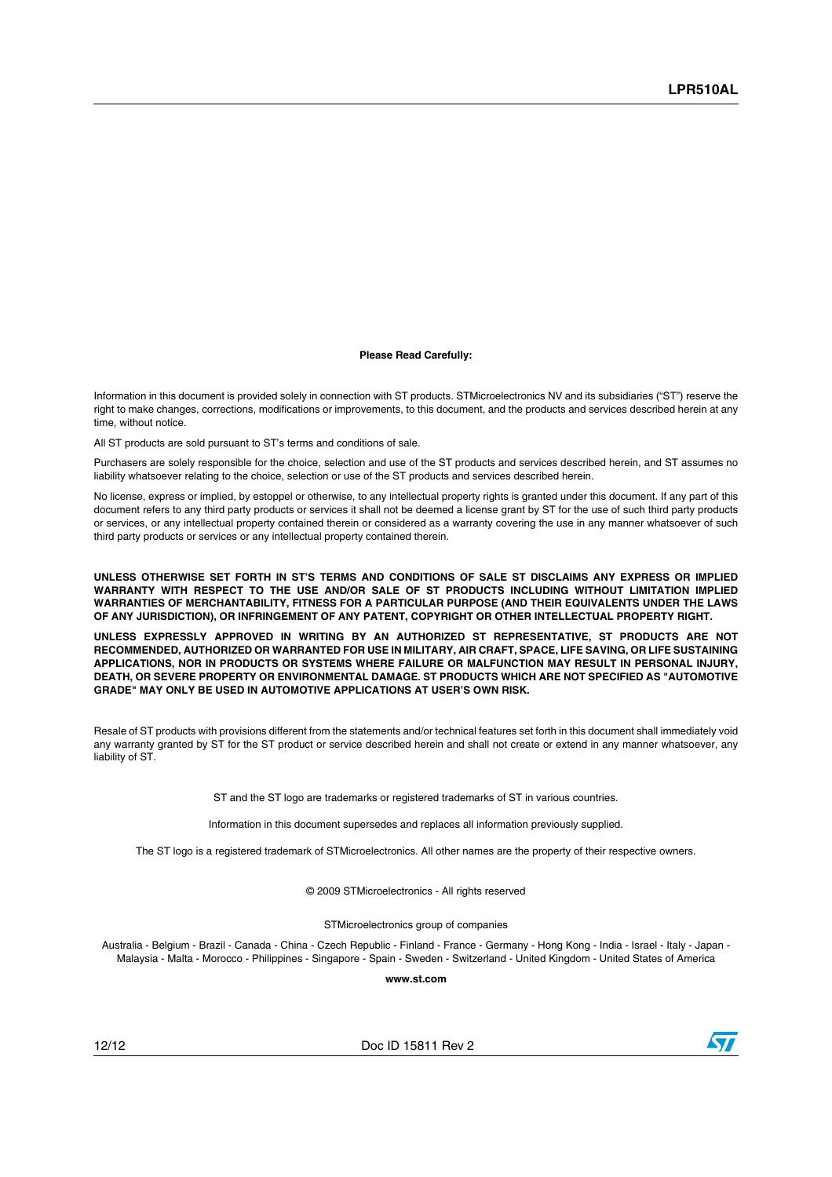**Please Read Carefully:**

Information in this document is provided solely in connection with ST products. STMicroelectronics NV and its subsidiaries ("ST") reserve the right to make changes, corrections, modifications or improvements, to this document, and the products and services described herein at any time, without notice.

All ST products are sold pursuant to ST's terms and conditions of sale.

Purchasers are solely responsible for the choice, selection and use of the ST products and services described herein, and ST assumes no liability whatsoever relating to the choice, selection or use of the ST products and services described herein.

No license, express or implied, by estoppel or otherwise, to any intellectual property rights is granted under this document. If any part of this document refers to any third party products or services it shall not be deemed a license grant by ST for the use of such third party products or services, or any intellectual property contained therein or considered as a warranty covering the use in any manner whatsoever of such third party products or services or any intellectual property contained therein.

**UNLESS OTHERWISE SET FORTH IN ST'S TERMS AND CONDITIONS OF SALE ST DISCLAIMS ANY EXPRESS OR IMPLIED WARRANTY WITH RESPECT TO THE USE AND/OR SALE OF ST PRODUCTS INCLUDING WITHOUT LIMITATION IMPLIED WARRANTIES OF MERCHANTABILITY, FITNESS FOR A PARTICULAR PURPOSE (AND THEIR EQUIVALENTS UNDER THE LAWS OF ANY JURISDICTION), OR INFRINGEMENT OF ANY PATENT, COPYRIGHT OR OTHER INTELLECTUAL PROPERTY RIGHT.**

**UNLESS EXPRESSLY APPROVED IN WRITING BY AN AUTHORIZED ST REPRESENTATIVE, ST PRODUCTS ARE NOT RECOMMENDED, AUTHORIZED OR WARRANTED FOR USE IN MILITARY, AIR CRAFT, SPACE, LIFE SAVING, OR LIFE SUSTAINING APPLICATIONS, NOR IN PRODUCTS OR SYSTEMS WHERE FAILURE OR MALFUNCTION MAY RESULT IN PERSONAL INJURY, DEATH, OR SEVERE PROPERTY OR ENVIRONMENTAL DAMAGE. ST PRODUCTS WHICH ARE NOT SPECIFIED AS "AUTOMOTIVE GRADE" MAY ONLY BE USED IN AUTOMOTIVE APPLICATIONS AT USER'S OWN RISK.**

Resale of ST products with provisions different from the statements and/or technical features set forth in this document shall immediately void any warranty granted by ST for the ST product or service described herein and shall not create or extend in any manner whatsoever, any liability of ST.

ST and the ST logo are trademarks or registered trademarks of ST in various countries.

Information in this document supersedes and replaces all information previously supplied.

The ST logo is a registered trademark of STMicroelectronics. All other names are the property of their respective owners.

© 2009 STMicroelectronics - All rights reserved

STMicroelectronics group of companies

Australia - Belgium - Brazil - Canada - China - Czech Republic - Finland - France - Germany - Hong Kong - India - Israel - Italy - Japan - Malaysia - Malta - Morocco - Philippines - Singapore - Spain - Sweden - Switzerland - United Kingdom - United States of America

**www.st.com**